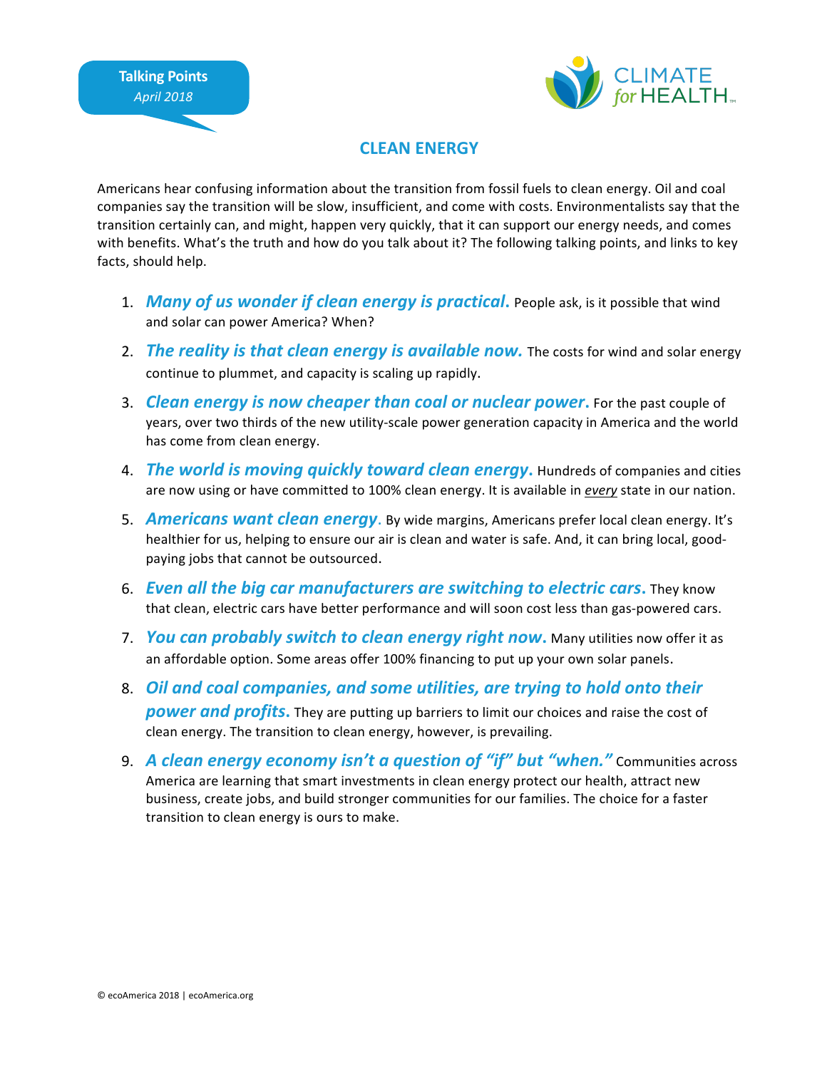**Talking Points**
*April 2018*

CLIMATE *for* HEALTH

# CLEAN ENERGY

Americans hear confusing information about the transition from fossil fuels to clean energy. Oil and coal companies say the transition will be slow, insufficient, and come with costs. Environmentalists say that the transition certainly can, and might, happen very quickly, that it can support our energy needs, and comes with benefits. What's the truth and how do you talk about it? The following talking points, and links to key facts, should help.

1. ***Many of us wonder if clean energy is practical.*** People ask, is it possible that wind and solar can power America? When?
2. ***The reality is that clean energy is available now.*** The costs for wind and solar energy continue to plummet, and capacity is scaling up rapidly.
3. ***Clean energy is now cheaper than coal or nuclear power.*** For the past couple of years, over two thirds of the new utility-scale power generation capacity in America and the world has come from clean energy.
4. ***The world is moving quickly toward clean energy.*** Hundreds of companies and cities are now using or have committed to 100% clean energy. It is available in *every* state in our nation.
5. ***Americans want clean energy.*** By wide margins, Americans prefer local clean energy. It's healthier for us, helping to ensure our air is clean and water is safe. And, it can bring local, good-paying jobs that cannot be outsourced.
6. ***Even all the big car manufacturers are switching to electric cars.*** They know that clean, electric cars have better performance and will soon cost less than gas-powered cars.
7. ***You can probably switch to clean energy right now.*** Many utilities now offer it as an affordable option. Some areas offer 100% financing to put up your own solar panels.
8. ***Oil and coal companies, and some utilities, are trying to hold onto their power and profits.*** They are putting up barriers to limit our choices and raise the cost of clean energy. The transition to clean energy, however, is prevailing.
9. ***A clean energy economy isn't a question of "if" but "when."*** Communities across America are learning that smart investments in clean energy protect our health, attract new business, create jobs, and build stronger communities for our families. The choice for a faster transition to clean energy is ours to make.

© ecoAmerica 2018 | ecoAmerica.org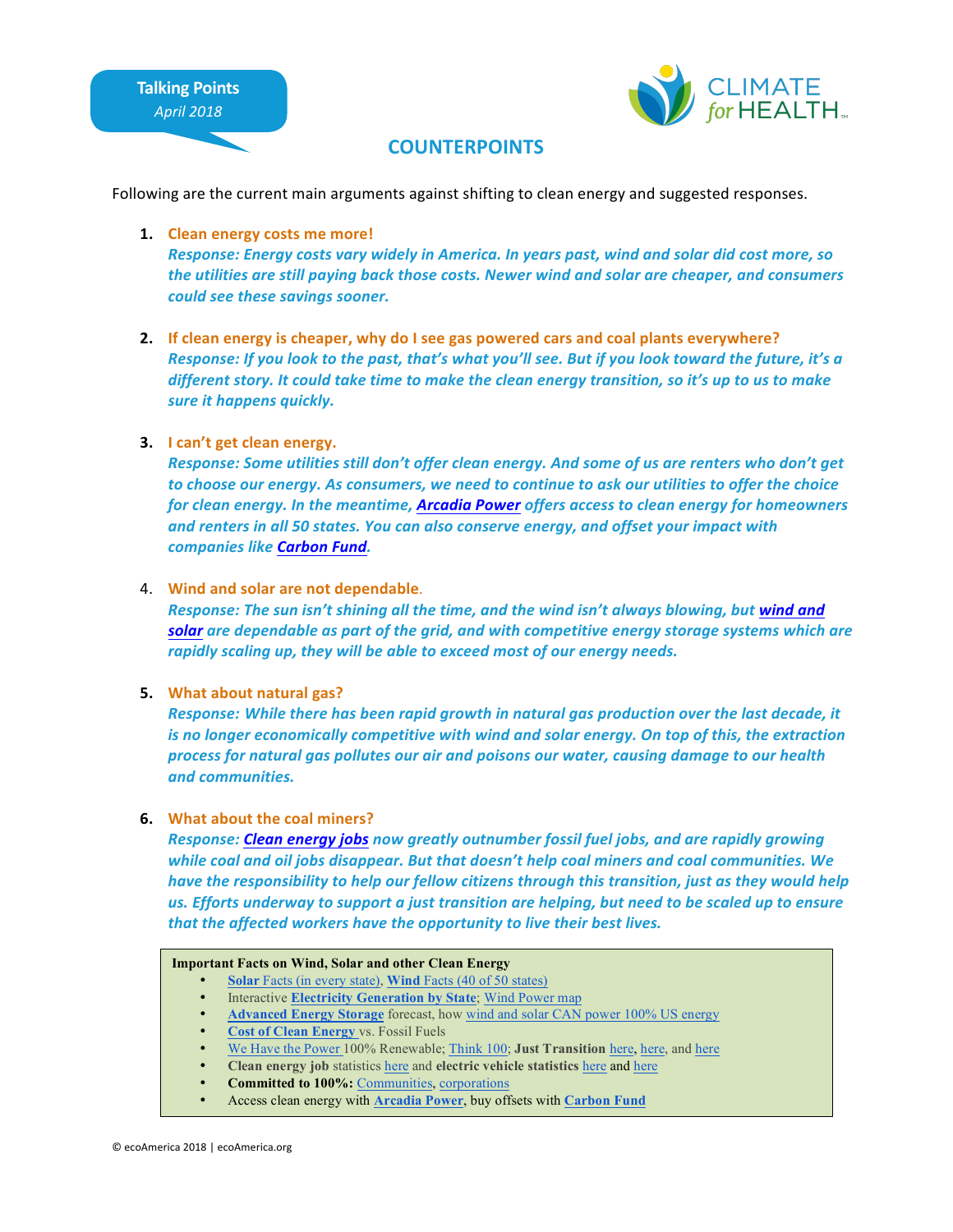Talking Points
*April 2018*

CLIMATE *for* HEALTH

## COUNTERPOINTS

Following are the current main arguments against shifting to clean energy and suggested responses.

1. **Clean energy costs me more!**
   ***Response: Energy costs vary widely in America. In years past, wind and solar did cost more, so the utilities are still paying back those costs. Newer wind and solar are cheaper, and consumers could see these savings sooner.***

2. **If clean energy is cheaper, why do I see gas powered cars and coal plants everywhere?**
   ***Response: If you look to the past, that's what you'll see. But if you look toward the future, it's a different story. It could take time to make the clean energy transition, so it's up to us to make sure it happens quickly.***

3. **I can't get clean energy.**
   ***Response: Some utilities still don't offer clean energy. And some of us are renters who don't get to choose our energy. As consumers, we need to continue to ask our utilities to offer the choice for clean energy. In the meantime, Arcadia Power offers access to clean energy for homeowners and renters in all 50 states. You can also conserve energy, and offset your impact with companies like Carbon Fund.***

4. **Wind and solar are not dependable.**
   ***Response: The sun isn't shining all the time, and the wind isn't always blowing, but wind and solar are dependable as part of the grid, and with competitive energy storage systems which are rapidly scaling up, they will be able to exceed most of our energy needs.***

5. **What about natural gas?**
   ***Response: While there has been rapid growth in natural gas production over the last decade, it is no longer economically competitive with wind and solar energy. On top of this, the extraction process for natural gas pollutes our air and poisons our water, causing damage to our health and communities.***

6. **What about the coal miners?**
   ***Response: Clean energy jobs now greatly outnumber fossil fuel jobs, and are rapidly growing while coal and oil jobs disappear. But that doesn't help coal miners and coal communities. We have the responsibility to help our fellow citizens through this transition, just as they would help us. Efforts underway to support a just transition are helping, but need to be scaled up to ensure that the affected workers have the opportunity to live their best lives.***

**Important Facts on Wind, Solar and other Clean Energy**

- **Solar** Facts (in every state), **Wind** Facts (40 of 50 states)
- Interactive **Electricity Generation by State**; Wind Power map
- **Advanced Energy Storage** forecast, how wind and solar CAN power 100% US energy
- **Cost of Clean Energy** vs. Fossil Fuels
- We Have the Power 100% Renewable; Think 100; **Just Transition** here, here, and here
- **Clean energy job** statistics here and **electric vehicle statistics** here and here
- **Committed to 100%:** Communities, corporations
- Access clean energy with **Arcadia Power**, buy offsets with **Carbon Fund**

© ecoAmerica 2018 | ecoAmerica.org